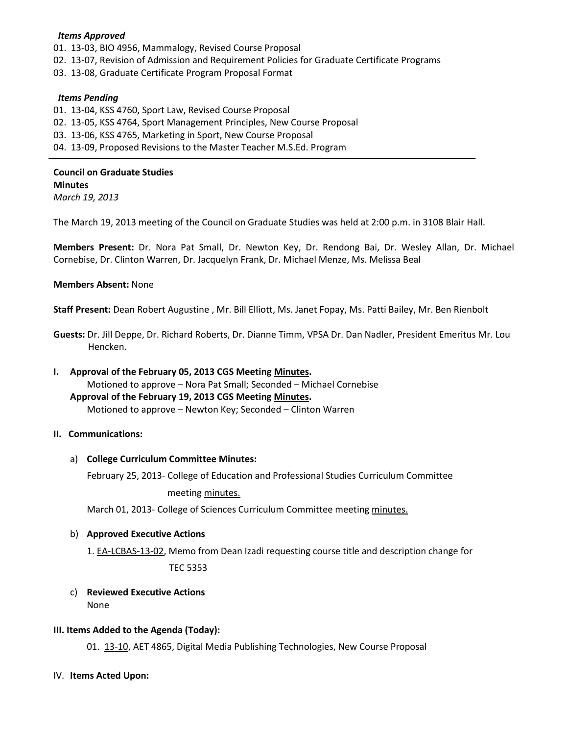***Items Approved***

01. 13-03, BIO 4956, Mammalogy, Revised Course Proposal
02. 13-07, Revision of Admission and Requirement Policies for Graduate Certificate Programs
03. 13-08, Graduate Certificate Program Proposal Format

***Items Pending***

01. 13-04, KSS 4760, Sport Law, Revised Course Proposal
02. 13-05, KSS 4764, Sport Management Principles, New Course Proposal
03. 13-06, KSS 4765, Marketing in Sport, New Course Proposal
04. 13-09, Proposed Revisions to the Master Teacher M.S.Ed. Program

---

**Council on Graduate Studies**
**Minutes**
*March 19, 2013*

The March 19, 2013 meeting of the Council on Graduate Studies was held at 2:00 p.m. in 3108 Blair Hall.

**Members Present:** Dr. Nora Pat Small, Dr. Newton Key, Dr. Rendong Bai, Dr. Wesley Allan, Dr. Michael Cornebise, Dr. Clinton Warren, Dr. Jacquelyn Frank, Dr. Michael Menze, Ms. Melissa Beal

**Members Absent:** None

**Staff Present:** Dean Robert Augustine , Mr. Bill Elliott, Ms. Janet Fopay, Ms. Patti Bailey, Mr. Ben Rienbolt

**Guests:** Dr. Jill Deppe, Dr. Richard Roberts, Dr. Dianne Timm, VPSA Dr. Dan Nadler, President Emeritus Mr. Lou Hencken.

**I. Approval of the February 05, 2013 CGS Meeting Minutes.**
Motioned to approve – Nora Pat Small; Seconded – Michael Cornebise
**Approval of the February 19, 2013 CGS Meeting Minutes.**
Motioned to approve – Newton Key; Seconded – Clinton Warren

**II. Communications:**

a) **College Curriculum Committee Minutes:**

February 25, 2013- College of Education and Professional Studies Curriculum Committee meeting minutes.

March 01, 2013- College of Sciences Curriculum Committee meeting minutes.

b) **Approved Executive Actions**

1. EA-LCBAS-13-02, Memo from Dean Izadi requesting course title and description change for TEC 5353

c) **Reviewed Executive Actions**
None

**III. Items Added to the Agenda (Today):**

01. 13-10, AET 4865, Digital Media Publishing Technologies, New Course Proposal

IV. **Items Acted Upon:**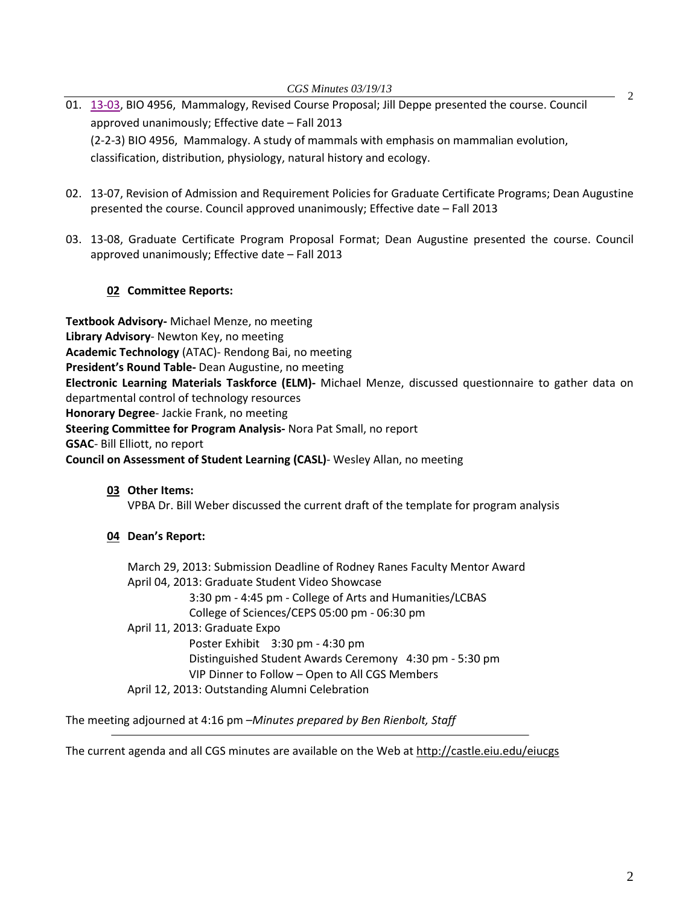01. 13-03, BIO 4956, Mammalogy, Revised Course Proposal; Jill Deppe presented the course. Council approved unanimously; Effective date – Fall 2013
   (2-2-3) BIO 4956, Mammalogy. A study of mammals with emphasis on mammalian evolution, classification, distribution, physiology, natural history and ecology.

02. 13-07, Revision of Admission and Requirement Policies for Graduate Certificate Programs; Dean Augustine presented the course. Council approved unanimously; Effective date – Fall 2013

03. 13-08, Graduate Certificate Program Proposal Format; Dean Augustine presented the course. Council approved unanimously; Effective date – Fall 2013

**02 Committee Reports:**

**Textbook Advisory-** Michael Menze, no meeting
**Library Advisory**- Newton Key, no meeting
**Academic Technology** (ATAC)- Rendong Bai, no meeting
**President's Round Table-** Dean Augustine, no meeting
**Electronic Learning Materials Taskforce (ELM)-** Michael Menze, discussed questionnaire to gather data on departmental control of technology resources
**Honorary Degree**- Jackie Frank, no meeting
**Steering Committee for Program Analysis-** Nora Pat Small, no report
**GSAC**- Bill Elliott, no report
**Council on Assessment of Student Learning (CASL)**- Wesley Allan, no meeting

**03 Other Items:**

VPBA Dr. Bill Weber discussed the current draft of the template for program analysis

**04 Dean's Report:**

March 29, 2013: Submission Deadline of Rodney Ranes Faculty Mentor Award
April 04, 2013: Graduate Student Video Showcase
  3:30 pm - 4:45 pm - College of Arts and Humanities/LCBAS
  College of Sciences/CEPS 05:00 pm - 06:30 pm
April 11, 2013: Graduate Expo
  Poster Exhibit 3:30 pm - 4:30 pm
  Distinguished Student Awards Ceremony 4:30 pm - 5:30 pm
  VIP Dinner to Follow – Open to All CGS Members
April 12, 2013: Outstanding Alumni Celebration

The meeting adjourned at 4:16 pm –*Minutes prepared by Ben Rienbolt, Staff*

---

The current agenda and all CGS minutes are available on the Web at http://castle.eiu.edu/eiucgs